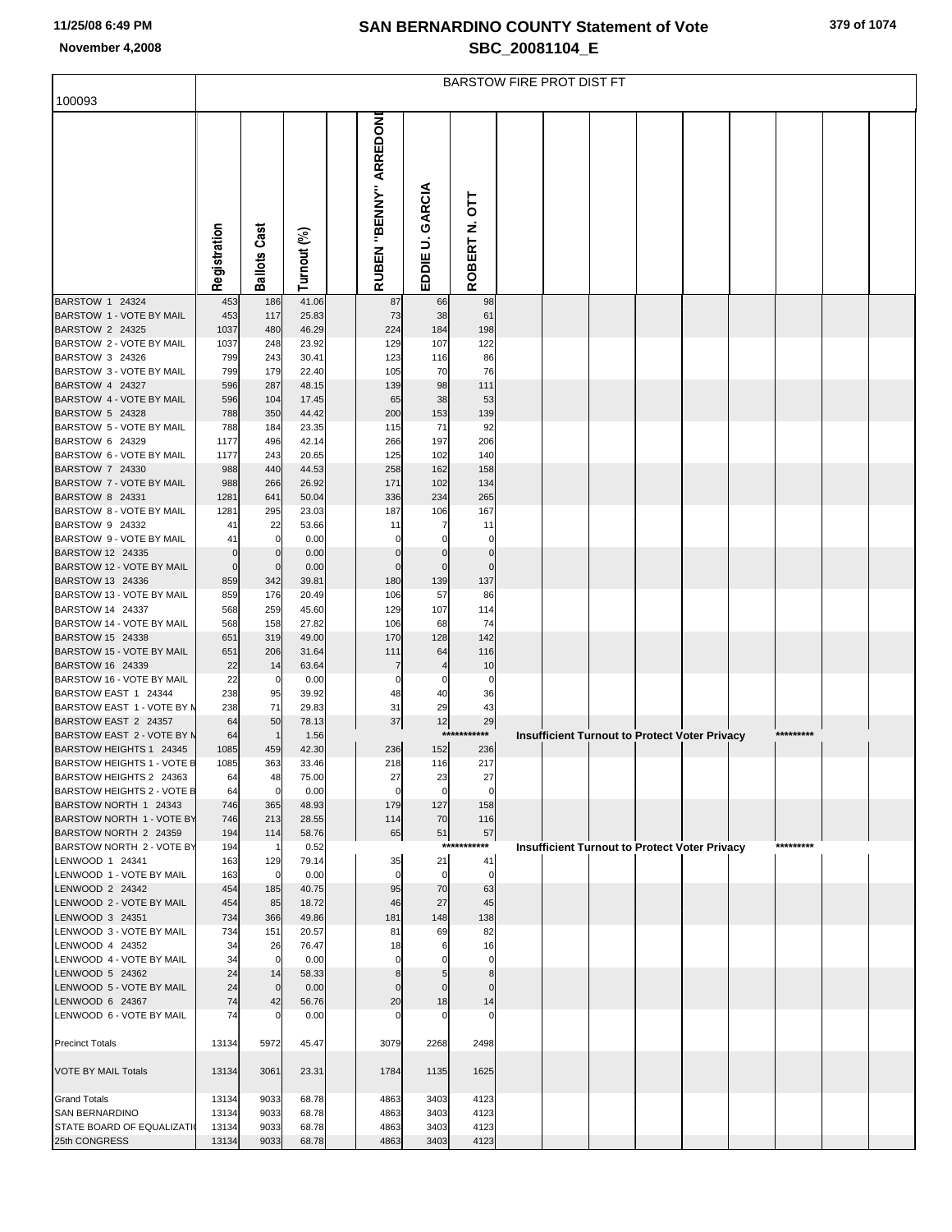# SAN BERNARDINO COUNTY Statement of Vote

## SBC_20081104_E

11/25/08 6:49 PM

November 4,2008

**BARSTOW FIRE PROT DIST FT**

| 100093 | Registration | Ballots Cast | Turnout (%) | | RUBEN "BENNY" ARREDONDO | EDDIE U. GARCIA | ROBERT N. OTT |
|---|---|---|---|---|---|---|---|
| BARSTOW 1 24324 | 453 | 186 | 41.06 | | 87 | 66 | 98 |
| BARSTOW 1 - VOTE BY MAIL | 453 | 117 | 25.83 | | 73 | 38 | 61 |
| BARSTOW 2 24325 | 1037 | 480 | 46.29 | | 224 | 184 | 198 |
| BARSTOW 2 - VOTE BY MAIL | 1037 | 248 | 23.92 | | 129 | 107 | 122 |
| BARSTOW 3 24326 | 799 | 243 | 30.41 | | 123 | 116 | 86 |
| BARSTOW 3 - VOTE BY MAIL | 799 | 179 | 22.40 | | 105 | 70 | 76 |
| BARSTOW 4 24327 | 596 | 287 | 48.15 | | 139 | 98 | 111 |
| BARSTOW 4 - VOTE BY MAIL | 596 | 104 | 17.45 | | 65 | 38 | 53 |
| BARSTOW 5 24328 | 788 | 350 | 44.42 | | 200 | 153 | 139 |
| BARSTOW 5 - VOTE BY MAIL | 788 | 184 | 23.35 | | 115 | 71 | 92 |
| BARSTOW 6 24329 | 1177 | 496 | 42.14 | | 266 | 197 | 206 |
| BARSTOW 6 - VOTE BY MAIL | 1177 | 243 | 20.65 | | 125 | 102 | 140 |
| BARSTOW 7 24330 | 988 | 440 | 44.53 | | 258 | 162 | 158 |
| BARSTOW 7 - VOTE BY MAIL | 988 | 266 | 26.92 | | 171 | 102 | 134 |
| BARSTOW 8 24331 | 1281 | 641 | 50.04 | | 336 | 234 | 265 |
| BARSTOW 8 - VOTE BY MAIL | 1281 | 295 | 23.03 | | 187 | 106 | 167 |
| BARSTOW 9 24332 | 41 | 22 | 53.66 | | 11 | 7 | 11 |
| BARSTOW 9 - VOTE BY MAIL | 41 | 0 | 0.00 | | 0 | 0 | 0 |
| BARSTOW 12 24335 | 0 | 0 | 0.00 | | 0 | 0 | 0 |
| BARSTOW 12 - VOTE BY MAIL | 0 | 0 | 0.00 | | 0 | 0 | 0 |
| BARSTOW 13 24336 | 859 | 342 | 39.81 | | 180 | 139 | 137 |
| BARSTOW 13 - VOTE BY MAIL | 859 | 176 | 20.49 | | 106 | 57 | 86 |
| BARSTOW 14 24337 | 568 | 259 | 45.60 | | 129 | 107 | 114 |
| BARSTOW 14 - VOTE BY MAIL | 568 | 158 | 27.82 | | 106 | 68 | 74 |
| BARSTOW 15 24338 | 651 | 319 | 49.00 | | 170 | 128 | 142 |
| BARSTOW 15 - VOTE BY MAIL | 651 | 206 | 31.64 | | 111 | 64 | 116 |
| BARSTOW 16 24339 | 22 | 14 | 63.64 | | 7 | 4 | 10 |
| BARSTOW 16 - VOTE BY MAIL | 22 | 0 | 0.00 | | 0 | 0 | 0 |
| BARSTOW EAST 1 24344 | 238 | 95 | 39.92 | | 48 | 40 | 36 |
| BARSTOW EAST 1 - VOTE BY M | 238 | 71 | 29.83 | | 31 | 29 | 43 |
| BARSTOW EAST 2 24357 | 64 | 50 | 78.13 | | 37 | 12 | 29 |
| BARSTOW EAST 2 - VOTE BY M | 64 | 1 | 1.56 | | *********** Insufficient Turnout to Protect Voter Privacy ********* | | |
| BARSTOW HEIGHTS 1 24345 | 1085 | 459 | 42.30 | | 236 | 152 | 236 |
| BARSTOW HEIGHTS 1 - VOTE B | 1085 | 363 | 33.46 | | 218 | 116 | 217 |
| BARSTOW HEIGHTS 2 24363 | 64 | 48 | 75.00 | | 27 | 23 | 27 |
| BARSTOW HEIGHTS 2 - VOTE B | 64 | 0 | 0.00 | | 0 | 0 | 0 |
| BARSTOW NORTH 1 24343 | 746 | 365 | 48.93 | | 179 | 127 | 158 |
| BARSTOW NORTH 1 - VOTE BY | 746 | 213 | 28.55 | | 114 | 70 | 116 |
| BARSTOW NORTH 2 24359 | 194 | 114 | 58.76 | | 65 | 51 | 57 |
| BARSTOW NORTH 2 - VOTE BY | 194 | 1 | 0.52 | | *********** Insufficient Turnout to Protect Voter Privacy ********* | | |
| LENWOOD 1 24341 | 163 | 129 | 79.14 | | 35 | 21 | 41 |
| LENWOOD 1 - VOTE BY MAIL | 163 | 0 | 0.00 | | 0 | 0 | 0 |
| LENWOOD 2 24342 | 454 | 185 | 40.75 | | 95 | 70 | 63 |
| LENWOOD 2 - VOTE BY MAIL | 454 | 85 | 18.72 | | 46 | 27 | 45 |
| LENWOOD 3 24351 | 734 | 366 | 49.86 | | 181 | 148 | 138 |
| LENWOOD 3 - VOTE BY MAIL | 734 | 151 | 20.57 | | 81 | 69 | 82 |
| LENWOOD 4 24352 | 34 | 26 | 76.47 | | 18 | 6 | 16 |
| LENWOOD 4 - VOTE BY MAIL | 34 | 0 | 0.00 | | 0 | 0 | 0 |
| LENWOOD 5 24362 | 24 | 14 | 58.33 | | 8 | 5 | 8 |
| LENWOOD 5 - VOTE BY MAIL | 24 | 0 | 0.00 | | 0 | 0 | 0 |
| LENWOOD 6 24367 | 74 | 42 | 56.76 | | 20 | 18 | 14 |
| LENWOOD 6 - VOTE BY MAIL | 74 | 0 | 0.00 | | 0 | 0 | 0 |
| Precinct Totals | 13134 | 5972 | 45.47 | | 3079 | 2268 | 2498 |
| VOTE BY MAIL Totals | 13134 | 3061 | 23.31 | | 1784 | 1135 | 1625 |
| Grand Totals | 13134 | 9033 | 68.78 | | 4863 | 3403 | 4123 |
| SAN BERNARDINO | 13134 | 9033 | 68.78 | | 4863 | 3403 | 4123 |
| STATE BOARD OF EQUALIZATIO | 13134 | 9033 | 68.78 | | 4863 | 3403 | 4123 |
| 25th CONGRESS | 13134 | 9033 | 68.78 | | 4863 | 3403 | 4123 |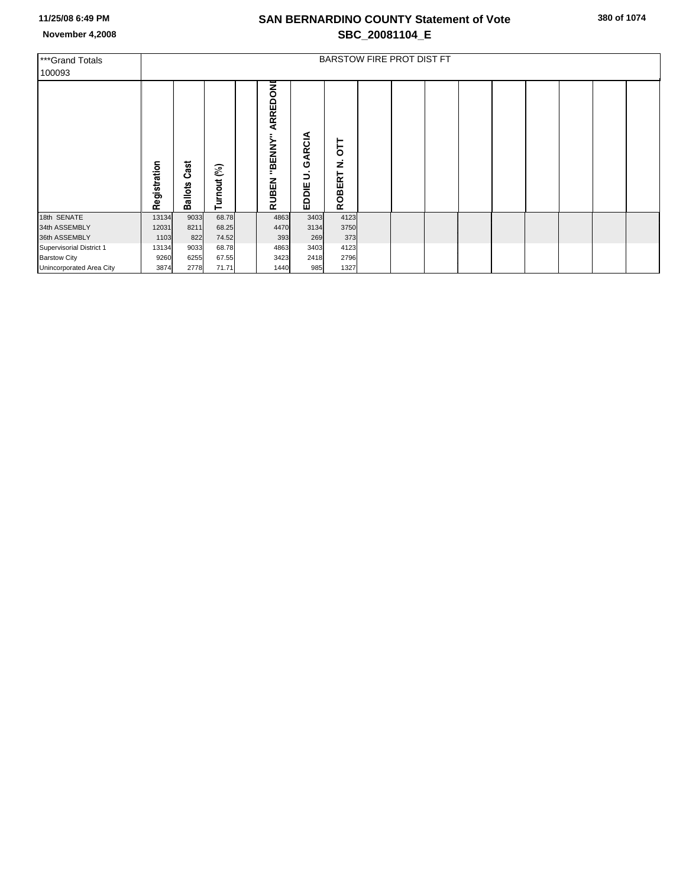# SAN BERNARDINO COUNTY Statement of Vote

## SBC_20081104_E

November 4,2008

| ***Grand Totals 100093 | BARSTOW FIRE PROT DIST FT | | | | | | |
|---|---|---|---|---|---|---|---|
| | Registration | Ballots Cast | Turnout (%) | | RUBEN "BENNY" ARREDONI | EDDIE U. GARCIA | ROBERT N. OTT |
| 18th SENATE | 13134 | 9033 | 68.78 | | 4863 | 3403 | 4123 |
| 34th ASSEMBLY | 12031 | 8211 | 68.25 | | 4470 | 3134 | 3750 |
| 36th ASSEMBLY | 1103 | 822 | 74.52 | | 393 | 269 | 373 |
| Supervisorial District 1 | 13134 | 9033 | 68.78 | | 4863 | 3403 | 4123 |
| Barstow City | 9260 | 6255 | 67.55 | | 3423 | 2418 | 2796 |
| Unincorporated Area City | 3874 | 2778 | 71.71 | | 1440 | 985 | 1327 |